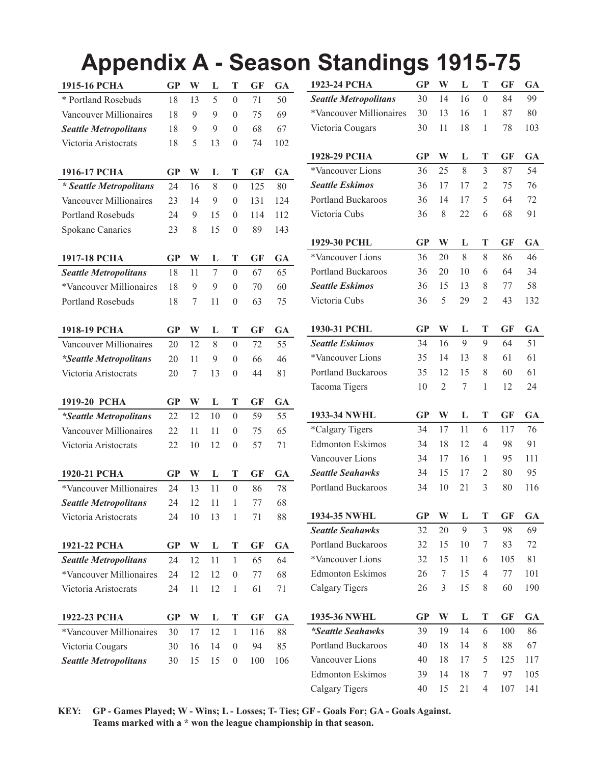# Appendix A - Season Standings 1915-75

| 1915-16 PCHA | GP | W | L | T | GF | GA |
|---|---|---|---|---|---|---|
| * Portland Rosebuds | 18 | 13 | 5 | 0 | 71 | 50 |
| Vancouver Millionaires | 18 | 9 | 9 | 0 | 75 | 69 |
| ***Seattle Metropolitans*** | 18 | 9 | 9 | 0 | 68 | 67 |
| Victoria Aristocrats | 18 | 5 | 13 | 0 | 74 | 102 |

| 1916-17 PCHA | GP | W | L | T | GF | GA |
|---|---|---|---|---|---|---|
| ***\* Seattle Metropolitans*** | 24 | 16 | 8 | 0 | 125 | 80 |
| Vancouver Millionaires | 23 | 14 | 9 | 0 | 131 | 124 |
| Portland Rosebuds | 24 | 9 | 15 | 0 | 114 | 112 |
| Spokane Canaries | 23 | 8 | 15 | 0 | 89 | 143 |

| 1917-18 PCHA | GP | W | L | T | GF | GA |
|---|---|---|---|---|---|---|
| ***Seattle Metropolitans*** | 18 | 11 | 7 | 0 | 67 | 65 |
| *Vancouver Millionaires | 18 | 9 | 9 | 0 | 70 | 60 |
| Portland Rosebuds | 18 | 7 | 11 | 0 | 63 | 75 |

| 1918-19 PCHA | GP | W | L | T | GF | GA |
|---|---|---|---|---|---|---|
| Vancouver Millionaires | 20 | 12 | 8 | 0 | 72 | 55 |
| ***\*Seattle Metropolitans*** | 20 | 11 | 9 | 0 | 66 | 46 |
| Victoria Aristocrats | 20 | 7 | 13 | 0 | 44 | 81 |

| 1919-20 PCHA | GP | W | L | T | GF | GA |
|---|---|---|---|---|---|---|
| ***\*Seattle Metropolitans*** | 22 | 12 | 10 | 0 | 59 | 55 |
| Vancouver Millionaires | 22 | 11 | 11 | 0 | 75 | 65 |
| Victoria Aristocrats | 22 | 10 | 12 | 0 | 57 | 71 |

| 1920-21 PCHA | GP | W | L | T | GF | GA |
|---|---|---|---|---|---|---|
| *Vancouver Millionaires | 24 | 13 | 11 | 0 | 86 | 78 |
| ***Seattle Metropolitans*** | 24 | 12 | 11 | 1 | 77 | 68 |
| Victoria Aristocrats | 24 | 10 | 13 | 1 | 71 | 88 |

| 1921-22 PCHA | GP | W | L | T | GF | GA |
|---|---|---|---|---|---|---|
| ***Seattle Metropolitans*** | 24 | 12 | 11 | 1 | 65 | 64 |
| *Vancouver Millionaires | 24 | 12 | 12 | 0 | 77 | 68 |
| Victoria Aristocrats | 24 | 11 | 12 | 1 | 61 | 71 |

| 1922-23 PCHA | GP | W | L | T | GF | GA |
|---|---|---|---|---|---|---|
| *Vancouver Millionaires | 30 | 17 | 12 | 1 | 116 | 88 |
| Victoria Cougars | 30 | 16 | 14 | 0 | 94 | 85 |
| ***Seattle Metropolitans*** | 30 | 15 | 15 | 0 | 100 | 106 |

| 1923-24 PCHA | GP | W | L | T | GF | GA |
|---|---|---|---|---|---|---|
| ***Seattle Metropolitans*** | 30 | 14 | 16 | 0 | 84 | 99 |
| *Vancouver Millionaires | 30 | 13 | 16 | 1 | 87 | 80 |
| Victoria Cougars | 30 | 11 | 18 | 1 | 78 | 103 |

| 1928-29 PCHA | GP | W | L | T | GF | GA |
|---|---|---|---|---|---|---|
| *Vancouver Lions | 36 | 25 | 8 | 3 | 87 | 54 |
| ***Seattle Eskimos*** | 36 | 17 | 17 | 2 | 75 | 76 |
| Portland Buckaroos | 36 | 14 | 17 | 5 | 64 | 72 |
| Victoria Cubs | 36 | 8 | 22 | 6 | 68 | 91 |

| 1929-30 PCHL | GP | W | L | T | GF | GA |
|---|---|---|---|---|---|---|
| *Vancouver Lions | 36 | 20 | 8 | 8 | 86 | 46 |
| Portland Buckaroos | 36 | 20 | 10 | 6 | 64 | 34 |
| ***Seattle Eskimos*** | 36 | 15 | 13 | 8 | 77 | 58 |
| Victoria Cubs | 36 | 5 | 29 | 2 | 43 | 132 |

| 1930-31 PCHL | GP | W | L | T | GF | GA |
|---|---|---|---|---|---|---|
| ***Seattle Eskimos*** | 34 | 16 | 9 | 9 | 64 | 51 |
| *Vancouver Lions | 35 | 14 | 13 | 8 | 61 | 61 |
| Portland Buckaroos | 35 | 12 | 15 | 8 | 60 | 61 |
| Tacoma Tigers | 10 | 2 | 7 | 1 | 12 | 24 |

| 1933-34 NWHL | GP | W | L | T | GF | GA |
|---|---|---|---|---|---|---|
| *Calgary Tigers | 34 | 17 | 11 | 6 | 117 | 76 |
| Edmonton Eskimos | 34 | 18 | 12 | 4 | 98 | 91 |
| Vancouver Lions | 34 | 17 | 16 | 1 | 95 | 111 |
| ***Seattle Seahawks*** | 34 | 15 | 17 | 2 | 80 | 95 |
| Portland Buckaroos | 34 | 10 | 21 | 3 | 80 | 116 |

| 1934-35 NWHL | GP | W | L | T | GF | GA |
|---|---|---|---|---|---|---|
| ***Seattle Seahawks*** | 32 | 20 | 9 | 3 | 98 | 69 |
| Portland Buckaroos | 32 | 15 | 10 | 7 | 83 | 72 |
| *Vancouver Lions | 32 | 15 | 11 | 6 | 105 | 81 |
| Edmonton Eskimos | 26 | 7 | 15 | 4 | 77 | 101 |
| Calgary Tigers | 26 | 3 | 15 | 8 | 60 | 190 |

| 1935-36 NWHL | GP | W | L | T | GF | GA |
|---|---|---|---|---|---|---|
| ***\*Seattle Seahawks*** | 39 | 19 | 14 | 6 | 100 | 86 |
| Portland Buckaroos | 40 | 18 | 14 | 8 | 88 | 67 |
| Vancouver Lions | 40 | 18 | 17 | 5 | 125 | 117 |
| Edmonton Eskimos | 39 | 14 | 18 | 7 | 97 | 105 |
| Calgary Tigers | 40 | 15 | 21 | 4 | 107 | 141 |

**KEY: GP - Games Played; W - Wins; L - Losses; T- Ties; GF - Goals For; GA - Goals Against.**
**Teams marked with a * won the league championship in that season.**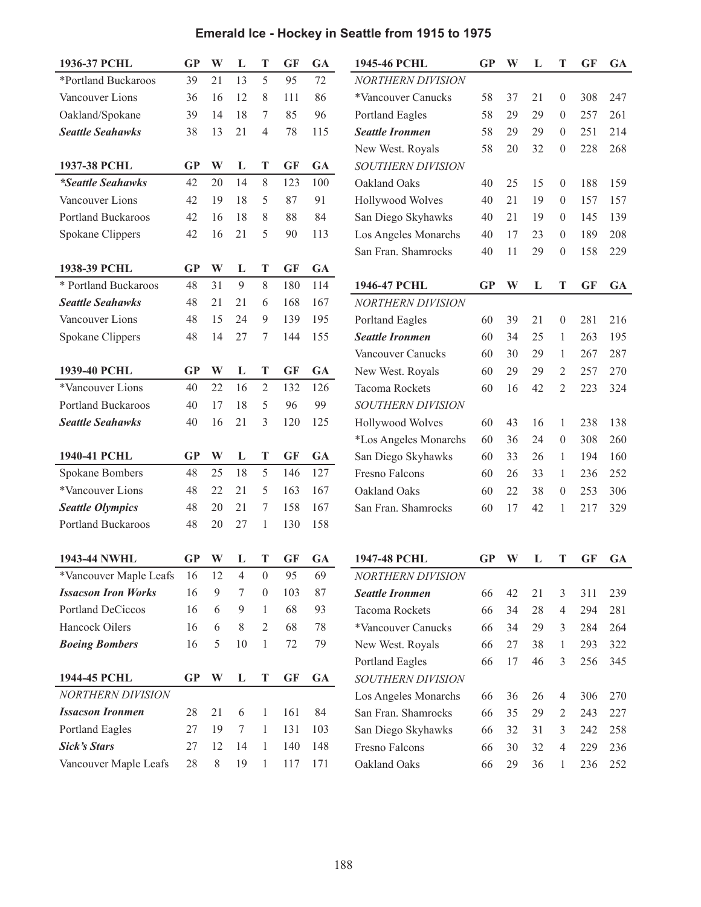# Emerald Ice - Hockey in Seattle from 1915 to 1975

| 1936-37 PCHL | GP | W | L | T | GF | GA |
|---|---|---|---|---|---|---|
| *Portland Buckaroos | 39 | 21 | 13 | 5 | 95 | 72 |
| Vancouver Lions | 36 | 16 | 12 | 8 | 111 | 86 |
| Oakland/Spokane | 39 | 14 | 18 | 7 | 85 | 96 |
| ***Seattle Seahawks*** | 38 | 13 | 21 | 4 | 78 | 115 |

| 1937-38 PCHL | GP | W | L | T | GF | GA |
|---|---|---|---|---|---|---|
| ***\*Seattle Seahawks*** | 42 | 20 | 14 | 8 | 123 | 100 |
| Vancouver Lions | 42 | 19 | 18 | 5 | 87 | 91 |
| Portland Buckaroos | 42 | 16 | 18 | 8 | 88 | 84 |
| Spokane Clippers | 42 | 16 | 21 | 5 | 90 | 113 |

| 1938-39 PCHL | GP | W | L | T | GF | GA |
|---|---|---|---|---|---|---|
| * Portland Buckaroos | 48 | 31 | 9 | 8 | 180 | 114 |
| ***Seattle Seahawks*** | 48 | 21 | 21 | 6 | 168 | 167 |
| Vancouver Lions | 48 | 15 | 24 | 9 | 139 | 195 |
| Spokane Clippers | 48 | 14 | 27 | 7 | 144 | 155 |

| 1939-40 PCHL | GP | W | L | T | GF | GA |
|---|---|---|---|---|---|---|
| *Vancouver Lions | 40 | 22 | 16 | 2 | 132 | 126 |
| Portland Buckaroos | 40 | 17 | 18 | 5 | 96 | 99 |
| ***Seattle Seahawks*** | 40 | 16 | 21 | 3 | 120 | 125 |

| 1940-41 PCHL | GP | W | L | T | GF | GA |
|---|---|---|---|---|---|---|
| Spokane Bombers | 48 | 25 | 18 | 5 | 146 | 127 |
| *Vancouver Lions | 48 | 22 | 21 | 5 | 163 | 167 |
| ***Seattle Olympics*** | 48 | 20 | 21 | 7 | 158 | 167 |
| Portland Buckaroos | 48 | 20 | 27 | 1 | 130 | 158 |

| 1943-44 NWHL | GP | W | L | T | GF | GA |
|---|---|---|---|---|---|---|
| *Vancouver Maple Leafs | 16 | 12 | 4 | 0 | 95 | 69 |
| ***Issacson Iron Works*** | 16 | 9 | 7 | 0 | 103 | 87 |
| Portland DeCiccos | 16 | 6 | 9 | 1 | 68 | 93 |
| Hancock Oilers | 16 | 6 | 8 | 2 | 68 | 78 |
| ***Boeing Bombers*** | 16 | 5 | 10 | 1 | 72 | 79 |

| 1944-45 PCHL | GP | W | L | T | GF | GA |
|---|---|---|---|---|---|---|
| *NORTHERN DIVISION* | | | | | | |
| ***Issacson Ironmen*** | 28 | 21 | 6 | 1 | 161 | 84 |
| Portland Eagles | 27 | 19 | 7 | 1 | 131 | 103 |
| ***Sick's Stars*** | 27 | 12 | 14 | 1 | 140 | 148 |
| Vancouver Maple Leafs | 28 | 8 | 19 | 1 | 117 | 171 |

| 1945-46 PCHL | GP | W | L | T | GF | GA |
|---|---|---|---|---|---|---|
| *NORTHERN DIVISION* | | | | | | |
| *Vancouver Canucks | 58 | 37 | 21 | 0 | 308 | 247 |
| Portland Eagles | 58 | 29 | 29 | 0 | 257 | 261 |
| ***Seattle Ironmen*** | 58 | 29 | 29 | 0 | 251 | 214 |
| New West. Royals | 58 | 20 | 32 | 0 | 228 | 268 |
| *SOUTHERN DIVISION* | | | | | | |
| Oakland Oaks | 40 | 25 | 15 | 0 | 188 | 159 |
| Hollywood Wolves | 40 | 21 | 19 | 0 | 157 | 157 |
| San Diego Skyhawks | 40 | 21 | 19 | 0 | 145 | 139 |
| Los Angeles Monarchs | 40 | 17 | 23 | 0 | 189 | 208 |
| San Fran. Shamrocks | 40 | 11 | 29 | 0 | 158 | 229 |

| 1946-47 PCHL | GP | W | L | T | GF | GA |
|---|---|---|---|---|---|---|
| *NORTHERN DIVISION* | | | | | | |
| Porltand Eagles | 60 | 39 | 21 | 0 | 281 | 216 |
| ***Seattle Ironmen*** | 60 | 34 | 25 | 1 | 263 | 195 |
| Vancouver Canucks | 60 | 30 | 29 | 1 | 267 | 287 |
| New West. Royals | 60 | 29 | 29 | 2 | 257 | 270 |
| Tacoma Rockets | 60 | 16 | 42 | 2 | 223 | 324 |
| *SOUTHERN DIVISION* | | | | | | |
| Hollywood Wolves | 60 | 43 | 16 | 1 | 238 | 138 |
| *Los Angeles Monarchs | 60 | 36 | 24 | 0 | 308 | 260 |
| San Diego Skyhawks | 60 | 33 | 26 | 1 | 194 | 160 |
| Fresno Falcons | 60 | 26 | 33 | 1 | 236 | 252 |
| Oakland Oaks | 60 | 22 | 38 | 0 | 253 | 306 |
| San Fran. Shamrocks | 60 | 17 | 42 | 1 | 217 | 329 |

| 1947-48 PCHL | GP | W | L | T | GF | GA |
|---|---|---|---|---|---|---|
| *NORTHERN DIVISION* | | | | | | |
| ***Seattle Ironmen*** | 66 | 42 | 21 | 3 | 311 | 239 |
| Tacoma Rockets | 66 | 34 | 28 | 4 | 294 | 281 |
| *Vancouver Canucks | 66 | 34 | 29 | 3 | 284 | 264 |
| New West. Royals | 66 | 27 | 38 | 1 | 293 | 322 |
| Portland Eagles | 66 | 17 | 46 | 3 | 256 | 345 |
| *SOUTHERN DIVISION* | | | | | | |
| Los Angeles Monarchs | 66 | 36 | 26 | 4 | 306 | 270 |
| San Fran. Shamrocks | 66 | 35 | 29 | 2 | 243 | 227 |
| San Diego Skyhawks | 66 | 32 | 31 | 3 | 242 | 258 |
| Fresno Falcons | 66 | 30 | 32 | 4 | 229 | 236 |
| Oakland Oaks | 66 | 29 | 36 | 1 | 236 | 252 |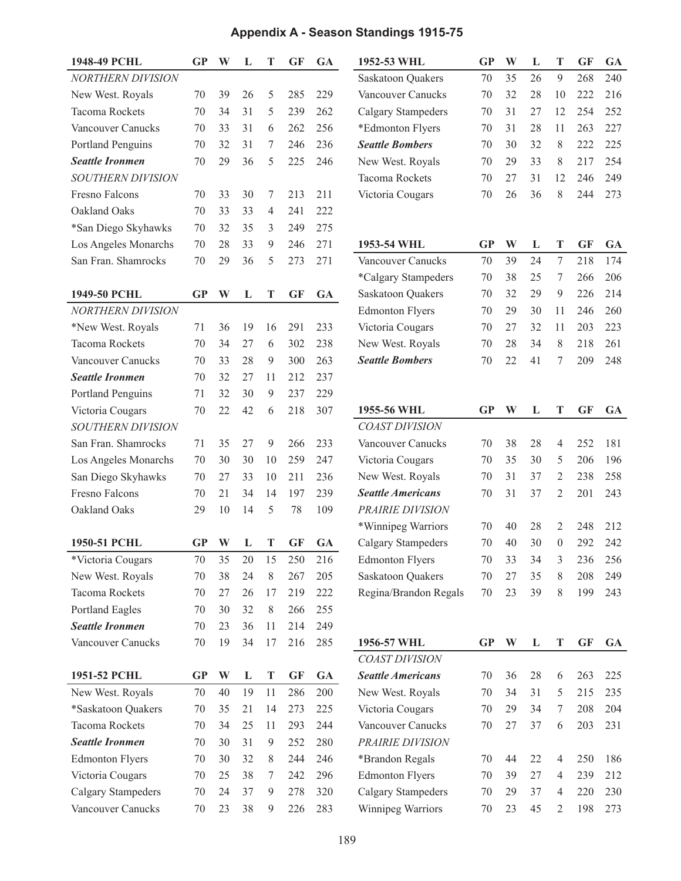## Appendix A - Season Standings 1915-75

| 1948-49 PCHL | GP | W | L | T | GF | GA |
|---|---|---|---|---|---|---|
| *NORTHERN DIVISION* | | | | | | |
| New West. Royals | 70 | 39 | 26 | 5 | 285 | 229 |
| Tacoma Rockets | 70 | 34 | 31 | 5 | 239 | 262 |
| Vancouver Canucks | 70 | 33 | 31 | 6 | 262 | 256 |
| Portland Penguins | 70 | 32 | 31 | 7 | 246 | 236 |
| ***Seattle Ironmen*** | 70 | 29 | 36 | 5 | 225 | 246 |
| *SOUTHERN DIVISION* | | | | | | |
| Fresno Falcons | 70 | 33 | 30 | 7 | 213 | 211 |
| Oakland Oaks | 70 | 33 | 33 | 4 | 241 | 222 |
| *San Diego Skyhawks | 70 | 32 | 35 | 3 | 249 | 275 |
| Los Angeles Monarchs | 70 | 28 | 33 | 9 | 246 | 271 |
| San Fran. Shamrocks | 70 | 29 | 36 | 5 | 273 | 271 |

| 1949-50 PCHL | GP | W | L | T | GF | GA |
|---|---|---|---|---|---|---|
| *NORTHERN DIVISION* | | | | | | |
| *New West. Royals | 71 | 36 | 19 | 16 | 291 | 233 |
| Tacoma Rockets | 70 | 34 | 27 | 6 | 302 | 238 |
| Vancouver Canucks | 70 | 33 | 28 | 9 | 300 | 263 |
| ***Seattle Ironmen*** | 70 | 32 | 27 | 11 | 212 | 237 |
| Portland Penguins | 71 | 32 | 30 | 9 | 237 | 229 |
| Victoria Cougars | 70 | 22 | 42 | 6 | 218 | 307 |
| *SOUTHERN DIVISION* | | | | | | |
| San Fran. Shamrocks | 71 | 35 | 27 | 9 | 266 | 233 |
| Los Angeles Monarchs | 70 | 30 | 30 | 10 | 259 | 247 |
| San Diego Skyhawks | 70 | 27 | 33 | 10 | 211 | 236 |
| Fresno Falcons | 70 | 21 | 34 | 14 | 197 | 239 |
| Oakland Oaks | 29 | 10 | 14 | 5 | 78 | 109 |

| 1950-51 PCHL | GP | W | L | T | GF | GA |
|---|---|---|---|---|---|---|
| *Victoria Cougars | 70 | 35 | 20 | 15 | 250 | 216 |
| New West. Royals | 70 | 38 | 24 | 8 | 267 | 205 |
| Tacoma Rockets | 70 | 27 | 26 | 17 | 219 | 222 |
| Portland Eagles | 70 | 30 | 32 | 8 | 266 | 255 |
| ***Seattle Ironmen*** | 70 | 23 | 36 | 11 | 214 | 249 |
| Vancouver Canucks | 70 | 19 | 34 | 17 | 216 | 285 |

| 1951-52 PCHL | GP | W | L | T | GF | GA |
|---|---|---|---|---|---|---|
| New West. Royals | 70 | 40 | 19 | 11 | 286 | 200 |
| *Saskatoon Quakers | 70 | 35 | 21 | 14 | 273 | 225 |
| Tacoma Rockets | 70 | 34 | 25 | 11 | 293 | 244 |
| ***Seattle Ironmen*** | 70 | 30 | 31 | 9 | 252 | 280 |
| Edmonton Flyers | 70 | 30 | 32 | 8 | 244 | 246 |
| Victoria Cougars | 70 | 25 | 38 | 7 | 242 | 296 |
| Calgary Stampeders | 70 | 24 | 37 | 9 | 278 | 320 |
| Vancouver Canucks | 70 | 23 | 38 | 9 | 226 | 283 |

| 1952-53 WHL | GP | W | L | T | GF | GA |
|---|---|---|---|---|---|---|
| Saskatoon Quakers | 70 | 35 | 26 | 9 | 268 | 240 |
| Vancouver Canucks | 70 | 32 | 28 | 10 | 222 | 216 |
| Calgary Stampeders | 70 | 31 | 27 | 12 | 254 | 252 |
| *Edmonton Flyers | 70 | 31 | 28 | 11 | 263 | 227 |
| ***Seattle Bombers*** | 70 | 30 | 32 | 8 | 222 | 225 |
| New West. Royals | 70 | 29 | 33 | 8 | 217 | 254 |
| Tacoma Rockets | 70 | 27 | 31 | 12 | 246 | 249 |
| Victoria Cougars | 70 | 26 | 36 | 8 | 244 | 273 |

| 1953-54 WHL | GP | W | L | T | GF | GA |
|---|---|---|---|---|---|---|
| Vancouver Canucks | 70 | 39 | 24 | 7 | 218 | 174 |
| *Calgary Stampeders | 70 | 38 | 25 | 7 | 266 | 206 |
| Saskatoon Quakers | 70 | 32 | 29 | 9 | 226 | 214 |
| Edmonton Flyers | 70 | 29 | 30 | 11 | 246 | 260 |
| Victoria Cougars | 70 | 27 | 32 | 11 | 203 | 223 |
| New West. Royals | 70 | 28 | 34 | 8 | 218 | 261 |
| ***Seattle Bombers*** | 70 | 22 | 41 | 7 | 209 | 248 |

| 1955-56 WHL | GP | W | L | T | GF | GA |
|---|---|---|---|---|---|---|
| *COAST DIVISION* | | | | | | |
| Vancouver Canucks | 70 | 38 | 28 | 4 | 252 | 181 |
| Victoria Cougars | 70 | 35 | 30 | 5 | 206 | 196 |
| New West. Royals | 70 | 31 | 37 | 2 | 238 | 258 |
| ***Seattle Americans*** | 70 | 31 | 37 | 2 | 201 | 243 |
| *PRAIRIE DIVISION* | | | | | | |
| *Winnipeg Warriors | 70 | 40 | 28 | 2 | 248 | 212 |
| Calgary Stampeders | 70 | 40 | 30 | 0 | 292 | 242 |
| Edmonton Flyers | 70 | 33 | 34 | 3 | 236 | 256 |
| Saskatoon Quakers | 70 | 27 | 35 | 8 | 208 | 249 |
| Regina/Brandon Regals | 70 | 23 | 39 | 8 | 199 | 243 |

| 1956-57 WHL | GP | W | L | T | GF | GA |
|---|---|---|---|---|---|---|
| *COAST DIVISION* | | | | | | |
| ***Seattle Americans*** | 70 | 36 | 28 | 6 | 263 | 225 |
| New West. Royals | 70 | 34 | 31 | 5 | 215 | 235 |
| Victoria Cougars | 70 | 29 | 34 | 7 | 208 | 204 |
| Vancouver Canucks | 70 | 27 | 37 | 6 | 203 | 231 |
| *PRAIRIE DIVISION* | | | | | | |
| *Brandon Regals | 70 | 44 | 22 | 4 | 250 | 186 |
| Edmonton Flyers | 70 | 39 | 27 | 4 | 239 | 212 |
| Calgary Stampeders | 70 | 29 | 37 | 4 | 220 | 230 |
| Winnipeg Warriors | 70 | 23 | 45 | 2 | 198 | 273 |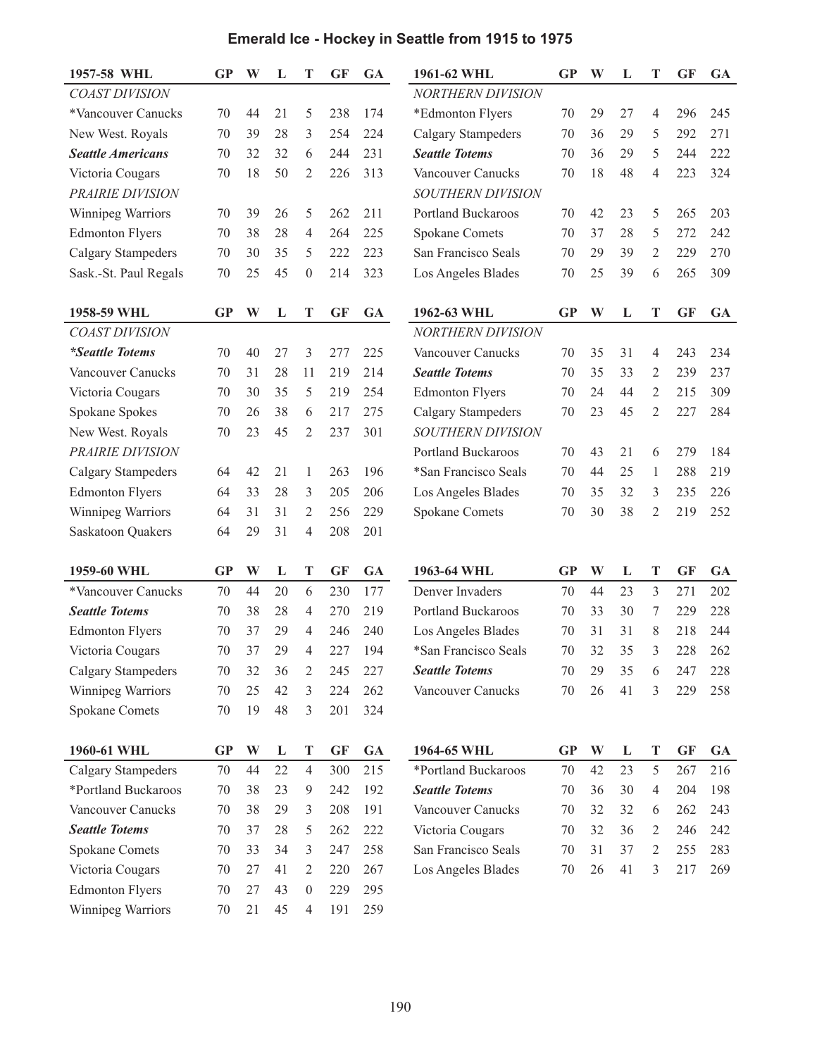# Emerald Ice - Hockey in Seattle from 1915 to 1975

| 1957-58 WHL | GP | W | L | T | GF | GA |
|---|---|---|---|---|---|---|
| *COAST DIVISION* | | | | | | |
| *Vancouver Canucks | 70 | 44 | 21 | 5 | 238 | 174 |
| New West. Royals | 70 | 39 | 28 | 3 | 254 | 224 |
| ***Seattle Americans*** | 70 | 32 | 32 | 6 | 244 | 231 |
| Victoria Cougars | 70 | 18 | 50 | 2 | 226 | 313 |
| *PRAIRIE DIVISION* | | | | | | |
| Winnipeg Warriors | 70 | 39 | 26 | 5 | 262 | 211 |
| Edmonton Flyers | 70 | 38 | 28 | 4 | 264 | 225 |
| Calgary Stampeders | 70 | 30 | 35 | 5 | 222 | 223 |
| Sask.-St. Paul Regals | 70 | 25 | 45 | 0 | 214 | 323 |

| 1958-59 WHL | GP | W | L | T | GF | GA |
|---|---|---|---|---|---|---|
| *COAST DIVISION* | | | | | | |
| ***Seattle Totems*** | 70 | 40 | 27 | 3 | 277 | 225 |
| Vancouver Canucks | 70 | 31 | 28 | 11 | 219 | 214 |
| Victoria Cougars | 70 | 30 | 35 | 5 | 219 | 254 |
| Spokane Spokes | 70 | 26 | 38 | 6 | 217 | 275 |
| New West. Royals | 70 | 23 | 45 | 2 | 237 | 301 |
| *PRAIRIE DIVISION* | | | | | | |
| Calgary Stampeders | 64 | 42 | 21 | 1 | 263 | 196 |
| Edmonton Flyers | 64 | 33 | 28 | 3 | 205 | 206 |
| Winnipeg Warriors | 64 | 31 | 31 | 2 | 256 | 229 |
| Saskatoon Quakers | 64 | 29 | 31 | 4 | 208 | 201 |

| 1959-60 WHL | GP | W | L | T | GF | GA |
|---|---|---|---|---|---|---|
| *Vancouver Canucks | 70 | 44 | 20 | 6 | 230 | 177 |
| ***Seattle Totems*** | 70 | 38 | 28 | 4 | 270 | 219 |
| Edmonton Flyers | 70 | 37 | 29 | 4 | 246 | 240 |
| Victoria Cougars | 70 | 37 | 29 | 4 | 227 | 194 |
| Calgary Stampeders | 70 | 32 | 36 | 2 | 245 | 227 |
| Winnipeg Warriors | 70 | 25 | 42 | 3 | 224 | 262 |
| Spokane Comets | 70 | 19 | 48 | 3 | 201 | 324 |

| 1960-61 WHL | GP | W | L | T | GF | GA |
|---|---|---|---|---|---|---|
| Calgary Stampeders | 70 | 44 | 22 | 4 | 300 | 215 |
| *Portland Buckaroos | 70 | 38 | 23 | 9 | 242 | 192 |
| Vancouver Canucks | 70 | 38 | 29 | 3 | 208 | 191 |
| ***Seattle Totems*** | 70 | 37 | 28 | 5 | 262 | 222 |
| Spokane Comets | 70 | 33 | 34 | 3 | 247 | 258 |
| Victoria Cougars | 70 | 27 | 41 | 2 | 220 | 267 |
| Edmonton Flyers | 70 | 27 | 43 | 0 | 229 | 295 |
| Winnipeg Warriors | 70 | 21 | 45 | 4 | 191 | 259 |

| 1961-62 WHL | GP | W | L | T | GF | GA |
|---|---|---|---|---|---|---|
| *NORTHERN DIVISION* | | | | | | |
| *Edmonton Flyers | 70 | 29 | 27 | 4 | 296 | 245 |
| Calgary Stampeders | 70 | 36 | 29 | 5 | 292 | 271 |
| ***Seattle Totems*** | 70 | 36 | 29 | 5 | 244 | 222 |
| Vancouver Canucks | 70 | 18 | 48 | 4 | 223 | 324 |
| *SOUTHERN DIVISION* | | | | | | |
| Portland Buckaroos | 70 | 42 | 23 | 5 | 265 | 203 |
| Spokane Comets | 70 | 37 | 28 | 5 | 272 | 242 |
| San Francisco Seals | 70 | 29 | 39 | 2 | 229 | 270 |
| Los Angeles Blades | 70 | 25 | 39 | 6 | 265 | 309 |

| 1962-63 WHL | GP | W | L | T | GF | GA |
|---|---|---|---|---|---|---|
| *NORTHERN DIVISION* | | | | | | |
| Vancouver Canucks | 70 | 35 | 31 | 4 | 243 | 234 |
| ***Seattle Totems*** | 70 | 35 | 33 | 2 | 239 | 237 |
| Edmonton Flyers | 70 | 24 | 44 | 2 | 215 | 309 |
| Calgary Stampeders | 70 | 23 | 45 | 2 | 227 | 284 |
| *SOUTHERN DIVISION* | | | | | | |
| Portland Buckaroos | 70 | 43 | 21 | 6 | 279 | 184 |
| *San Francisco Seals | 70 | 44 | 25 | 1 | 288 | 219 |
| Los Angeles Blades | 70 | 35 | 32 | 3 | 235 | 226 |
| Spokane Comets | 70 | 30 | 38 | 2 | 219 | 252 |

| 1963-64 WHL | GP | W | L | T | GF | GA |
|---|---|---|---|---|---|---|
| Denver Invaders | 70 | 44 | 23 | 3 | 271 | 202 |
| Portland Buckaroos | 70 | 33 | 30 | 7 | 229 | 228 |
| Los Angeles Blades | 70 | 31 | 31 | 8 | 218 | 244 |
| *San Francisco Seals | 70 | 32 | 35 | 3 | 228 | 262 |
| ***Seattle Totems*** | 70 | 29 | 35 | 6 | 247 | 228 |
| Vancouver Canucks | 70 | 26 | 41 | 3 | 229 | 258 |

| 1964-65 WHL | GP | W | L | T | GF | GA |
|---|---|---|---|---|---|---|
| *Portland Buckaroos | 70 | 42 | 23 | 5 | 267 | 216 |
| ***Seattle Totems*** | 70 | 36 | 30 | 4 | 204 | 198 |
| Vancouver Canucks | 70 | 32 | 32 | 6 | 262 | 243 |
| Victoria Cougars | 70 | 32 | 36 | 2 | 246 | 242 |
| San Francisco Seals | 70 | 31 | 37 | 2 | 255 | 283 |
| Los Angeles Blades | 70 | 26 | 41 | 3 | 217 | 269 |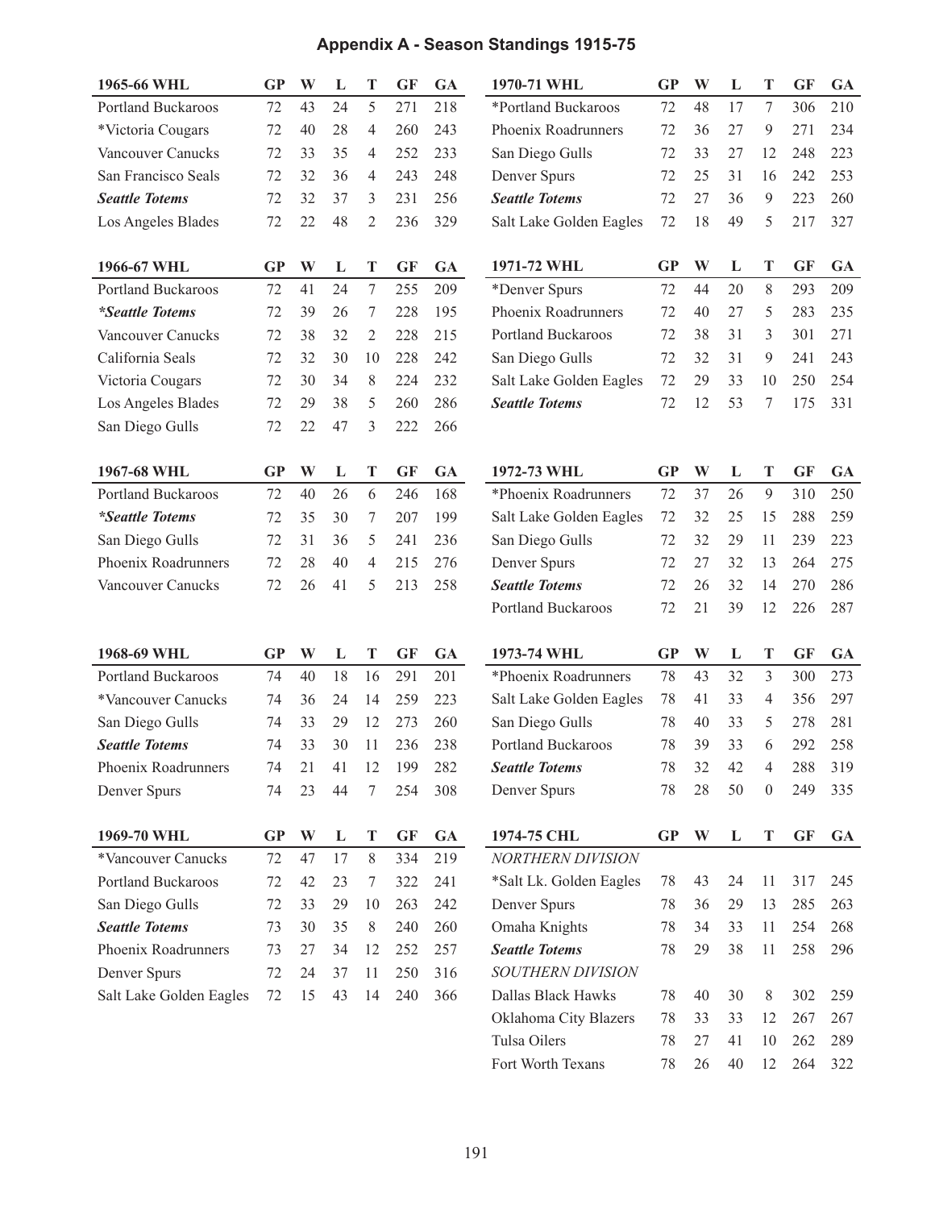# Appendix A - Season Standings 1915-75

| 1965-66 WHL | GP | W | L | T | GF | GA |
|---|---|---|---|---|---|---|
| Portland Buckaroos | 72 | 43 | 24 | 5 | 271 | 218 |
| *Victoria Cougars | 72 | 40 | 28 | 4 | 260 | 243 |
| Vancouver Canucks | 72 | 33 | 35 | 4 | 252 | 233 |
| San Francisco Seals | 72 | 32 | 36 | 4 | 243 | 248 |
| ***Seattle Totems*** | 72 | 32 | 37 | 3 | 231 | 256 |
| Los Angeles Blades | 72 | 22 | 48 | 2 | 236 | 329 |

| 1966-67 WHL | GP | W | L | T | GF | GA |
|---|---|---|---|---|---|---|
| Portland Buckaroos | 72 | 41 | 24 | 7 | 255 | 209 |
| ****Seattle Totems*** | 72 | 39 | 26 | 7 | 228 | 195 |
| Vancouver Canucks | 72 | 38 | 32 | 2 | 228 | 215 |
| California Seals | 72 | 32 | 30 | 10 | 228 | 242 |
| Victoria Cougars | 72 | 30 | 34 | 8 | 224 | 232 |
| Los Angeles Blades | 72 | 29 | 38 | 5 | 260 | 286 |
| San Diego Gulls | 72 | 22 | 47 | 3 | 222 | 266 |

| 1967-68 WHL | GP | W | L | T | GF | GA |
|---|---|---|---|---|---|---|
| Portland Buckaroos | 72 | 40 | 26 | 6 | 246 | 168 |
| ****Seattle Totems*** | 72 | 35 | 30 | 7 | 207 | 199 |
| San Diego Gulls | 72 | 31 | 36 | 5 | 241 | 236 |
| Phoenix Roadrunners | 72 | 28 | 40 | 4 | 215 | 276 |
| Vancouver Canucks | 72 | 26 | 41 | 5 | 213 | 258 |

| 1968-69 WHL | GP | W | L | T | GF | GA |
|---|---|---|---|---|---|---|
| Portland Buckaroos | 74 | 40 | 18 | 16 | 291 | 201 |
| *Vancouver Canucks | 74 | 36 | 24 | 14 | 259 | 223 |
| San Diego Gulls | 74 | 33 | 29 | 12 | 273 | 260 |
| ***Seattle Totems*** | 74 | 33 | 30 | 11 | 236 | 238 |
| Phoenix Roadrunners | 74 | 21 | 41 | 12 | 199 | 282 |
| Denver Spurs | 74 | 23 | 44 | 7 | 254 | 308 |

| 1969-70 WHL | GP | W | L | T | GF | GA |
|---|---|---|---|---|---|---|
| *Vancouver Canucks | 72 | 47 | 17 | 8 | 334 | 219 |
| Portland Buckaroos | 72 | 42 | 23 | 7 | 322 | 241 |
| San Diego Gulls | 72 | 33 | 29 | 10 | 263 | 242 |
| ***Seattle Totems*** | 73 | 30 | 35 | 8 | 240 | 260 |
| Phoenix Roadrunners | 73 | 27 | 34 | 12 | 252 | 257 |
| Denver Spurs | 72 | 24 | 37 | 11 | 250 | 316 |
| Salt Lake Golden Eagles | 72 | 15 | 43 | 14 | 240 | 366 |

| 1970-71 WHL | GP | W | L | T | GF | GA |
|---|---|---|---|---|---|---|
| *Portland Buckaroos | 72 | 48 | 17 | 7 | 306 | 210 |
| Phoenix Roadrunners | 72 | 36 | 27 | 9 | 271 | 234 |
| San Diego Gulls | 72 | 33 | 27 | 12 | 248 | 223 |
| Denver Spurs | 72 | 25 | 31 | 16 | 242 | 253 |
| ***Seattle Totems*** | 72 | 27 | 36 | 9 | 223 | 260 |
| Salt Lake Golden Eagles | 72 | 18 | 49 | 5 | 217 | 327 |

| 1971-72 WHL | GP | W | L | T | GF | GA |
|---|---|---|---|---|---|---|
| *Denver Spurs | 72 | 44 | 20 | 8 | 293 | 209 |
| Phoenix Roadrunners | 72 | 40 | 27 | 5 | 283 | 235 |
| Portland Buckaroos | 72 | 38 | 31 | 3 | 301 | 271 |
| San Diego Gulls | 72 | 32 | 31 | 9 | 241 | 243 |
| Salt Lake Golden Eagles | 72 | 29 | 33 | 10 | 250 | 254 |
| ***Seattle Totems*** | 72 | 12 | 53 | 7 | 175 | 331 |

| 1972-73 WHL | GP | W | L | T | GF | GA |
|---|---|---|---|---|---|---|
| *Phoenix Roadrunners | 72 | 37 | 26 | 9 | 310 | 250 |
| Salt Lake Golden Eagles | 72 | 32 | 25 | 15 | 288 | 259 |
| San Diego Gulls | 72 | 32 | 29 | 11 | 239 | 223 |
| Denver Spurs | 72 | 27 | 32 | 13 | 264 | 275 |
| ***Seattle Totems*** | 72 | 26 | 32 | 14 | 270 | 286 |
| Portland Buckaroos | 72 | 21 | 39 | 12 | 226 | 287 |

| 1973-74 WHL | GP | W | L | T | GF | GA |
|---|---|---|---|---|---|---|
| *Phoenix Roadrunners | 78 | 43 | 32 | 3 | 300 | 273 |
| Salt Lake Golden Eagles | 78 | 41 | 33 | 4 | 356 | 297 |
| San Diego Gulls | 78 | 40 | 33 | 5 | 278 | 281 |
| Portland Buckaroos | 78 | 39 | 33 | 6 | 292 | 258 |
| ***Seattle Totems*** | 78 | 32 | 42 | 4 | 288 | 319 |
| Denver Spurs | 78 | 28 | 50 | 0 | 249 | 335 |

| 1974-75 CHL | GP | W | L | T | GF | GA |
|---|---|---|---|---|---|---|
| *NORTHERN DIVISION* | | | | | | |
| *Salt Lk. Golden Eagles | 78 | 43 | 24 | 11 | 317 | 245 |
| Denver Spurs | 78 | 36 | 29 | 13 | 285 | 263 |
| Omaha Knights | 78 | 34 | 33 | 11 | 254 | 268 |
| ***Seattle Totems*** | 78 | 29 | 38 | 11 | 258 | 296 |
| *SOUTHERN DIVISION* | | | | | | |
| Dallas Black Hawks | 78 | 40 | 30 | 8 | 302 | 259 |
| Oklahoma City Blazers | 78 | 33 | 33 | 12 | 267 | 267 |
| Tulsa Oilers | 78 | 27 | 41 | 10 | 262 | 289 |
| Fort Worth Texans | 78 | 26 | 40 | 12 | 264 | 322 |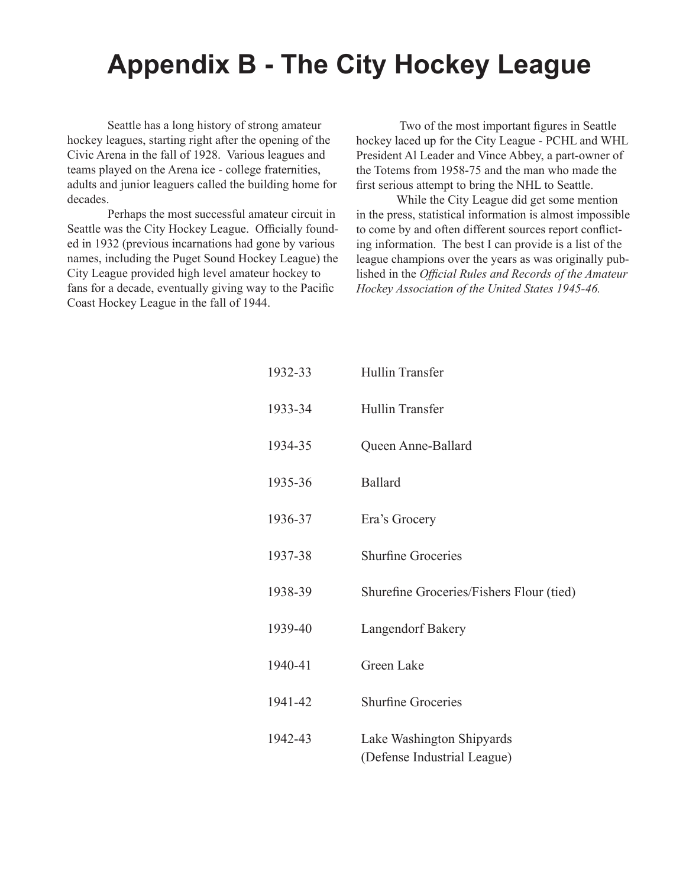# Appendix B - The City Hockey League

Seattle has a long history of strong amateur hockey leagues, starting right after the opening of the Civic Arena in the fall of 1928. Various leagues and teams played on the Arena ice - college fraternities, adults and junior leaguers called the building home for decades.

Perhaps the most successful amateur circuit in Seattle was the City Hockey League. Officially founded in 1932 (previous incarnations had gone by various names, including the Puget Sound Hockey League) the City League provided high level amateur hockey to fans for a decade, eventually giving way to the Pacific Coast Hockey League in the fall of 1944.

Two of the most important figures in Seattle hockey laced up for the City League - PCHL and WHL President Al Leader and Vince Abbey, a part-owner of the Totems from 1958-75 and the man who made the first serious attempt to bring the NHL to Seattle.

While the City League did get some mention in the press, statistical information is almost impossible to come by and often different sources report conflicting information. The best I can provide is a list of the league champions over the years as was originally published in the *Official Rules and Records of the Amateur Hockey Association of the United States 1945-46.*

| | |
|---|---|
| 1932-33 | Hullin Transfer |
| 1933-34 | Hullin Transfer |
| 1934-35 | Queen Anne-Ballard |
| 1935-36 | Ballard |
| 1936-37 | Era's Grocery |
| 1937-38 | Shurfine Groceries |
| 1938-39 | Shurefine Groceries/Fishers Flour (tied) |
| 1939-40 | Langendorf Bakery |
| 1940-41 | Green Lake |
| 1941-42 | Shurfine Groceries |
| 1942-43 | Lake Washington Shipyards (Defense Industrial League) |